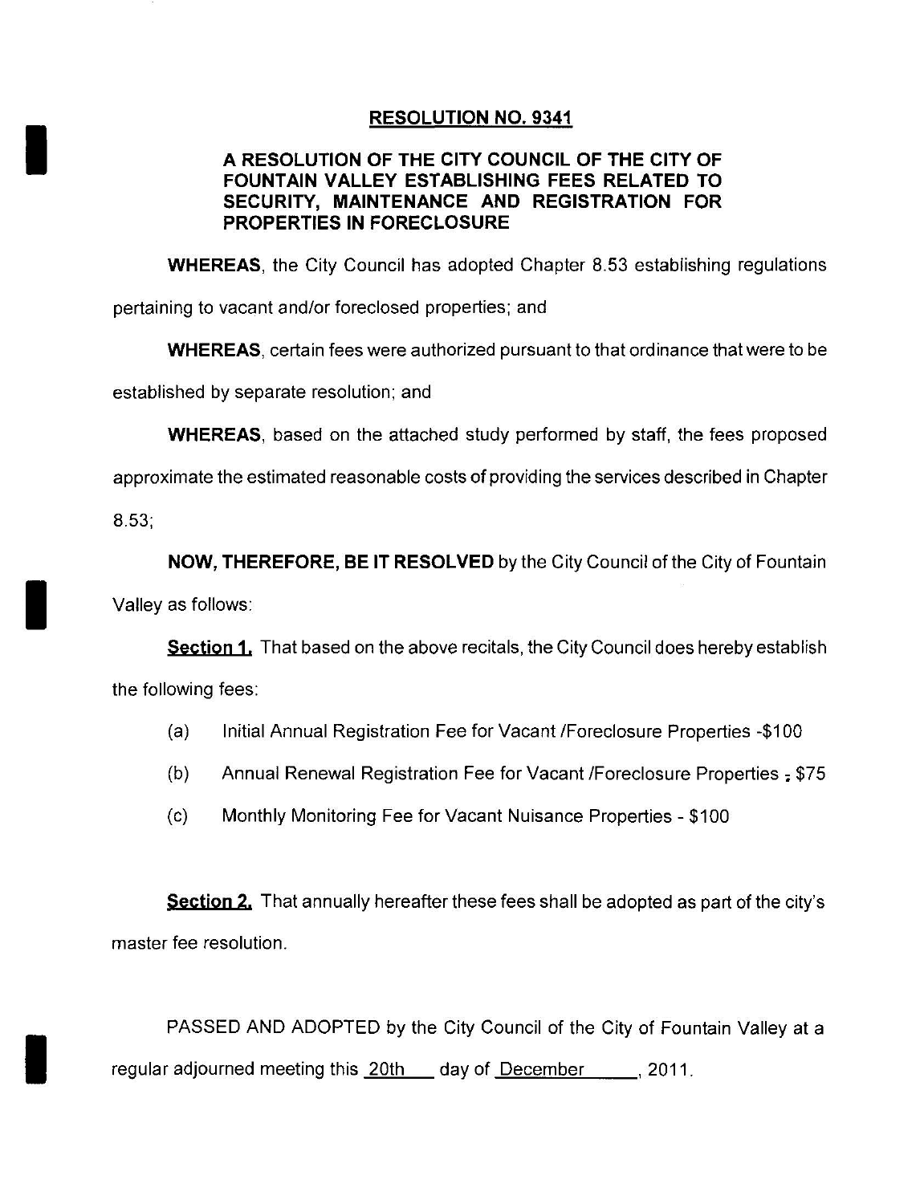# RESOLUTION NO. 9341

## A RESOLUTION OF THE CITY COUNCIL OF THE CITY OF FOUNTAIN VALLEY ESTABLISHING FEES RELATED TO SECURITY, MAINTENANCE AND REGISTRATION FOR PROPERTIES IN FORECLOSURE

**WHEREAS**, the City Council has adopted Chapter 8.53 establishing regulations pertaining to vacant and/or foreclosed properties; and

**WHEREAS**, certain fees were authorized pursuant to that ordinance that were to be established by separate resolution; and

**WHEREAS**, based on the attached study performed by staff, the fees proposed approximate the estimated reasonable costs of providing the services described in Chapter 8.53;

**NOW, THEREFORE, BE IT RESOLVED** by the City Council of the City of Fountain Valley as follows:

**Section 1.** That based on the above recitals, the City Council does hereby establish the following fees:

(a) Initial Annual Registration Fee for Vacant /Foreclosure Properties -$100

(b) Annual Renewal Registration Fee for Vacant /Foreclosure Properties - $75

(c) Monthly Monitoring Fee for Vacant Nuisance Properties - $100

**Section 2.** That annually hereafter these fees shall be adopted as part of the city's master fee resolution.

PASSED AND ADOPTED by the City Council of the City of Fountain Valley at a regular adjourned meeting this 20th day of December, 2011.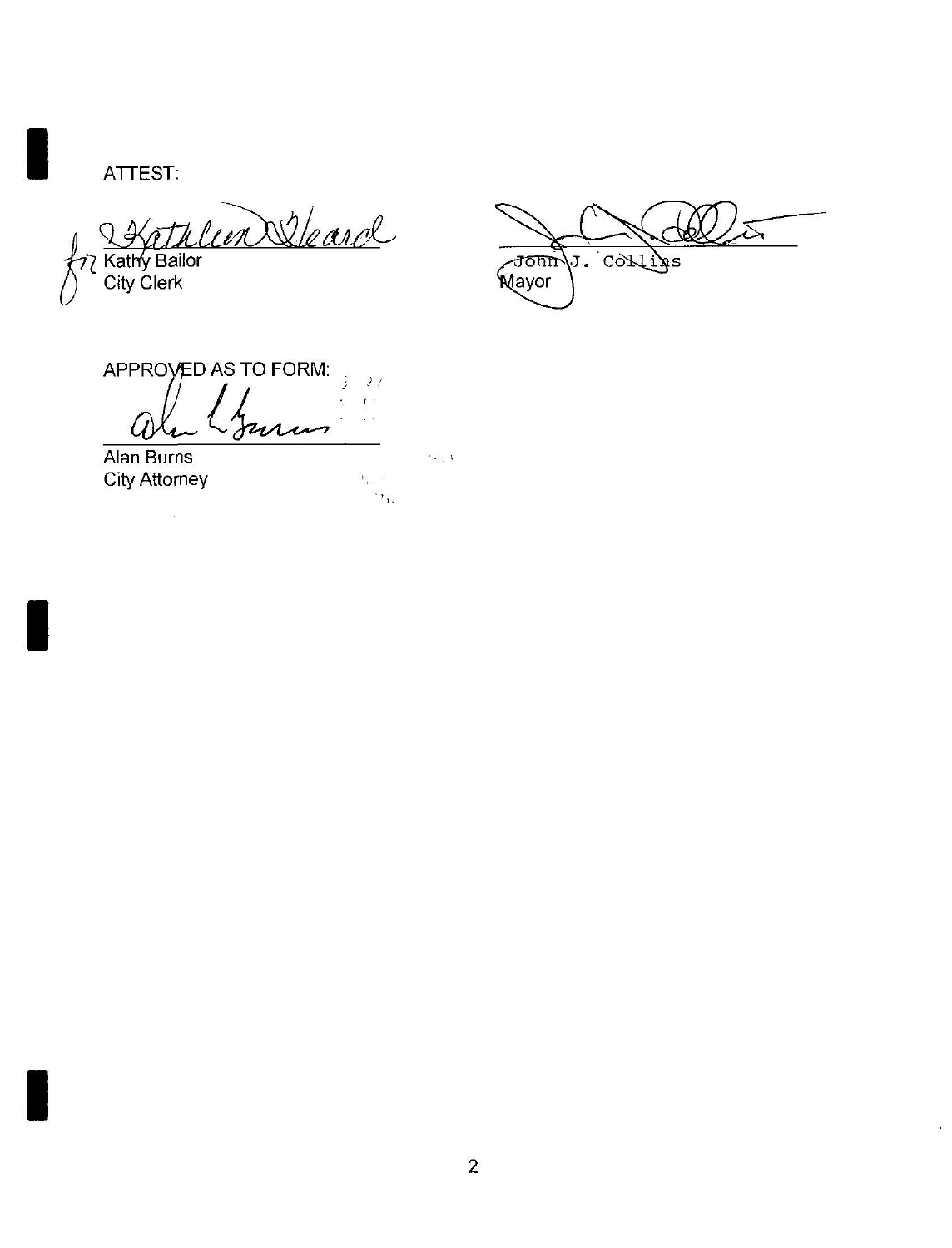ATTEST:

Kathy Bailor
City Clerk

John J. Collins
Mayor

APPROVED AS TO FORM:

Alan Burns
City Attorney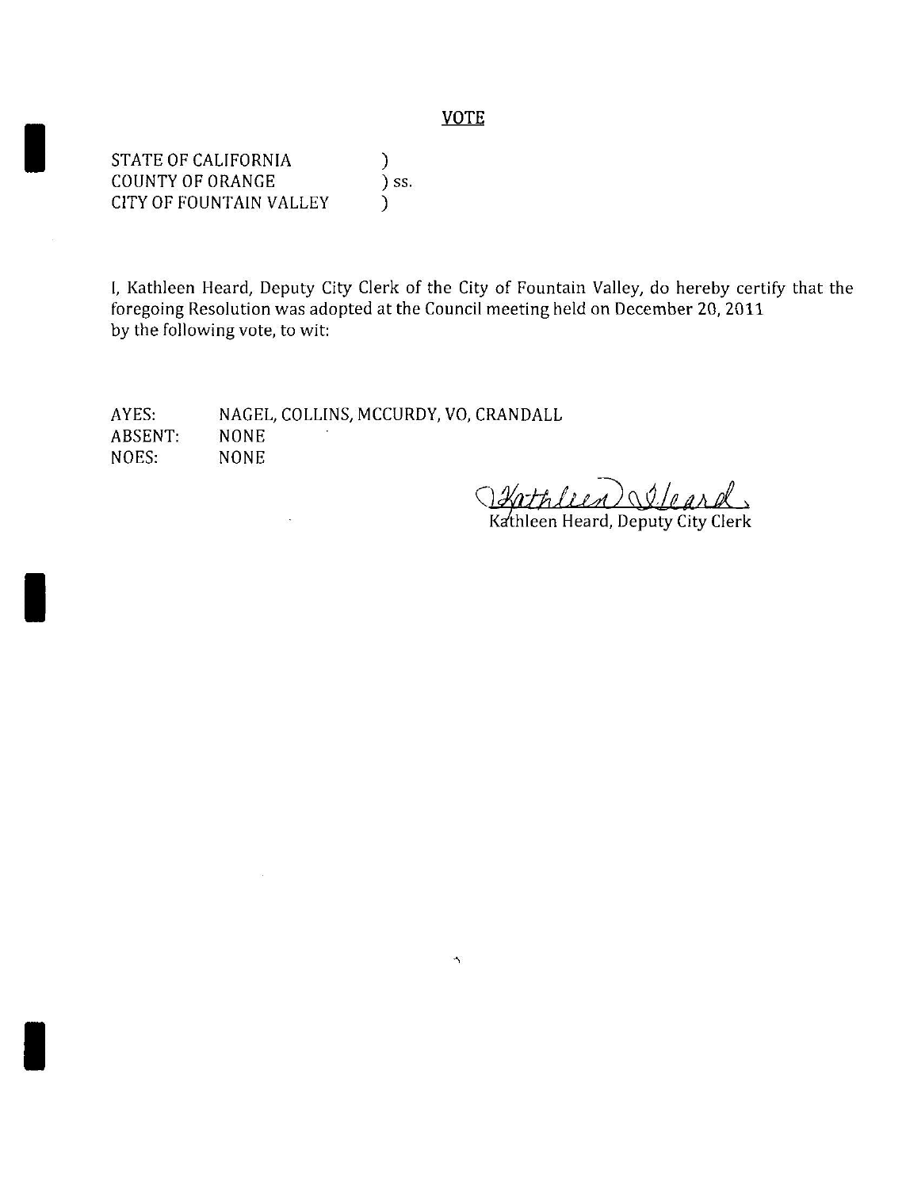## VOTE

STATE OF CALIFORNIA )
COUNTY OF ORANGE ) ss.
CITY OF FOUNTAIN VALLEY )

I, Kathleen Heard, Deputy City Clerk of the City of Fountain Valley, do hereby certify that the foregoing Resolution was adopted at the Council meeting held on December 20, 2011 by the following vote, to wit:

| | |
|---|---|
| AYES: | NAGEL, COLLINS, MCCURDY, VO, CRANDALL |
| ABSENT: | NONE |
| NOES: | NONE |

Kathleen Heard

Kathleen Heard, Deputy City Clerk